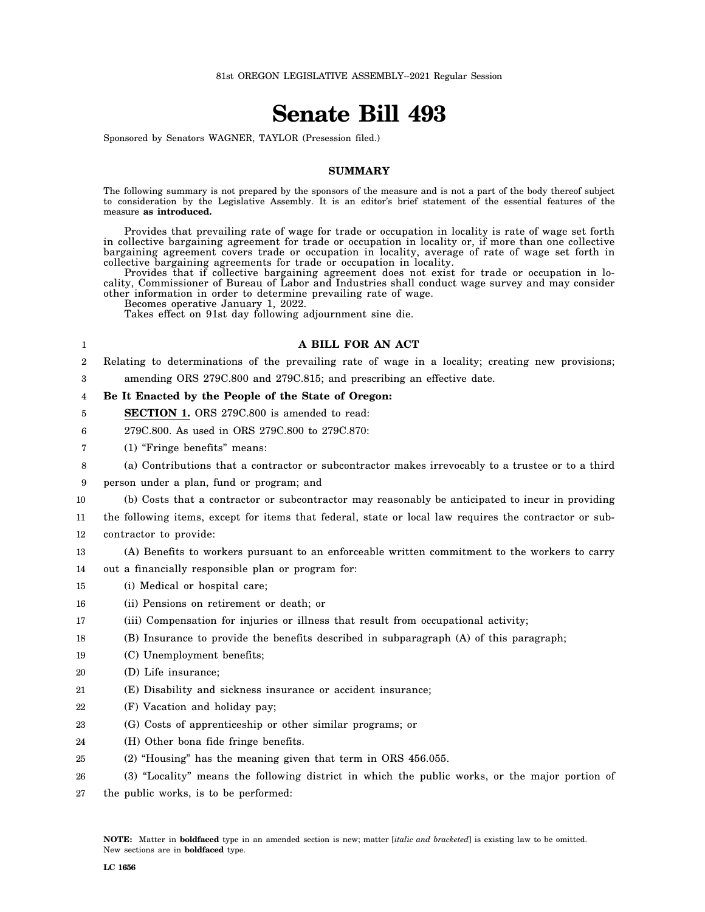81st OREGON LEGISLATIVE ASSEMBLY--2021 Regular Session

# Senate Bill 493

Sponsored by Senators WAGNER, TAYLOR (Presession filed.)

## SUMMARY

The following summary is not prepared by the sponsors of the measure and is not a part of the body thereof subject to consideration by the Legislative Assembly. It is an editor's brief statement of the essential features of the measure **as introduced.**

Provides that prevailing rate of wage for trade or occupation in locality is rate of wage set forth in collective bargaining agreement for trade or occupation in locality or, if more than one collective bargaining agreement covers trade or occupation in locality, average of rate of wage set forth in collective bargaining agreements for trade or occupation in locality.

Provides that if collective bargaining agreement does not exist for trade or occupation in locality, Commissioner of Bureau of Labor and Industries shall conduct wage survey and may consider other information in order to determine prevailing rate of wage.

Becomes operative January 1, 2022.

Takes effect on 91st day following adjournment sine die.

**A BILL FOR AN ACT**

Relating to determinations of the prevailing rate of wage in a locality; creating new provisions; amending ORS 279C.800 and 279C.815; and prescribing an effective date.

**Be It Enacted by the People of the State of Oregon:**

**SECTION 1.** ORS 279C.800 is amended to read:

279C.800. As used in ORS 279C.800 to 279C.870:

(1) "Fringe benefits" means:

(a) Contributions that a contractor or subcontractor makes irrevocably to a trustee or to a third person under a plan, fund or program; and

(b) Costs that a contractor or subcontractor may reasonably be anticipated to incur in providing the following items, except for items that federal, state or local law requires the contractor or subcontractor to provide:

(A) Benefits to workers pursuant to an enforceable written commitment to the workers to carry out a financially responsible plan or program for:

(i) Medical or hospital care;

(ii) Pensions on retirement or death; or

(iii) Compensation for injuries or illness that result from occupational activity;

(B) Insurance to provide the benefits described in subparagraph (A) of this paragraph;

(C) Unemployment benefits;

(D) Life insurance;

(E) Disability and sickness insurance or accident insurance;

(F) Vacation and holiday pay;

(G) Costs of apprenticeship or other similar programs; or

(H) Other bona fide fringe benefits.

(2) "Housing" has the meaning given that term in ORS 456.055.

(3) "Locality" means the following district in which the public works, or the major portion of the public works, is to be performed:

**NOTE:** Matter in **boldfaced** type in an amended section is new; matter [*italic and bracketed*] is existing law to be omitted. New sections are in **boldfaced** type.

**LC 1656**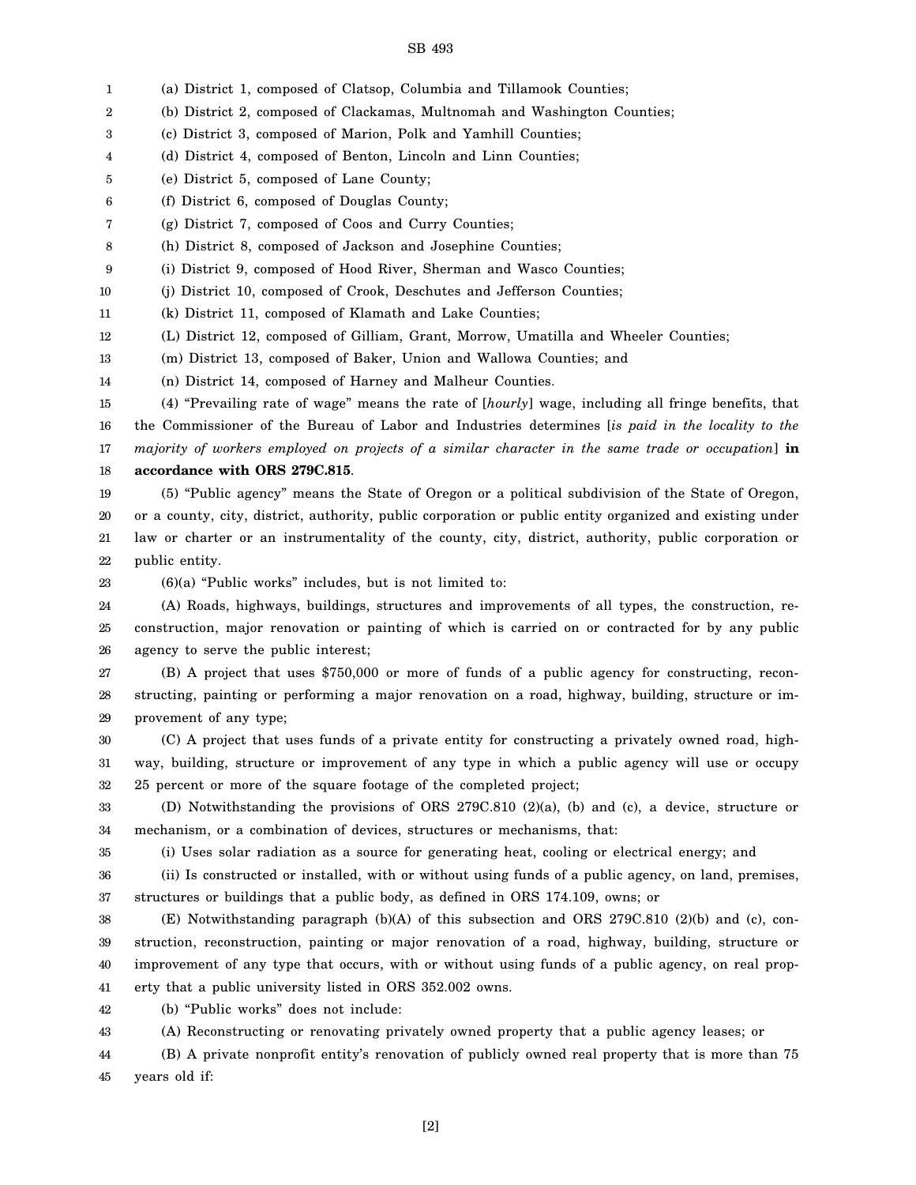(a) District 1, composed of Clatsop, Columbia and Tillamook Counties;

(b) District 2, composed of Clackamas, Multnomah and Washington Counties;

(c) District 3, composed of Marion, Polk and Yamhill Counties;

(d) District 4, composed of Benton, Lincoln and Linn Counties;

(e) District 5, composed of Lane County;

(f) District 6, composed of Douglas County;

(g) District 7, composed of Coos and Curry Counties;

(h) District 8, composed of Jackson and Josephine Counties;

(i) District 9, composed of Hood River, Sherman and Wasco Counties;

(j) District 10, composed of Crook, Deschutes and Jefferson Counties;

(k) District 11, composed of Klamath and Lake Counties;

(L) District 12, composed of Gilliam, Grant, Morrow, Umatilla and Wheeler Counties;

(m) District 13, composed of Baker, Union and Wallowa Counties; and

(n) District 14, composed of Harney and Malheur Counties.

(4) "Prevailing rate of wage" means the rate of [*hourly*] wage, including all fringe benefits, that the Commissioner of the Bureau of Labor and Industries determines [*is paid in the locality to the majority of workers employed on projects of a similar character in the same trade or occupation*] **in accordance with ORS 279C.815**.

(5) "Public agency" means the State of Oregon or a political subdivision of the State of Oregon, or a county, city, district, authority, public corporation or public entity organized and existing under law or charter or an instrumentality of the county, city, district, authority, public corporation or public entity.

(6)(a) "Public works" includes, but is not limited to:

(A) Roads, highways, buildings, structures and improvements of all types, the construction, reconstruction, major renovation or painting of which is carried on or contracted for by any public agency to serve the public interest;

(B) A project that uses $750,000 or more of funds of a public agency for constructing, reconstructing, painting or performing a major renovation on a road, highway, building, structure or improvement of any type;

(C) A project that uses funds of a private entity for constructing a privately owned road, highway, building, structure or improvement of any type in which a public agency will use or occupy 25 percent or more of the square footage of the completed project;

(D) Notwithstanding the provisions of ORS 279C.810 (2)(a), (b) and (c), a device, structure or mechanism, or a combination of devices, structures or mechanisms, that:

(i) Uses solar radiation as a source for generating heat, cooling or electrical energy; and

(ii) Is constructed or installed, with or without using funds of a public agency, on land, premises, structures or buildings that a public body, as defined in ORS 174.109, owns; or

(E) Notwithstanding paragraph (b)(A) of this subsection and ORS 279C.810 (2)(b) and (c), construction, reconstruction, painting or major renovation of a road, highway, building, structure or improvement of any type that occurs, with or without using funds of a public agency, on real property that a public university listed in ORS 352.002 owns.

(b) "Public works" does not include:

(A) Reconstructing or renovating privately owned property that a public agency leases; or

(B) A private nonprofit entity's renovation of publicly owned real property that is more than 75 years old if: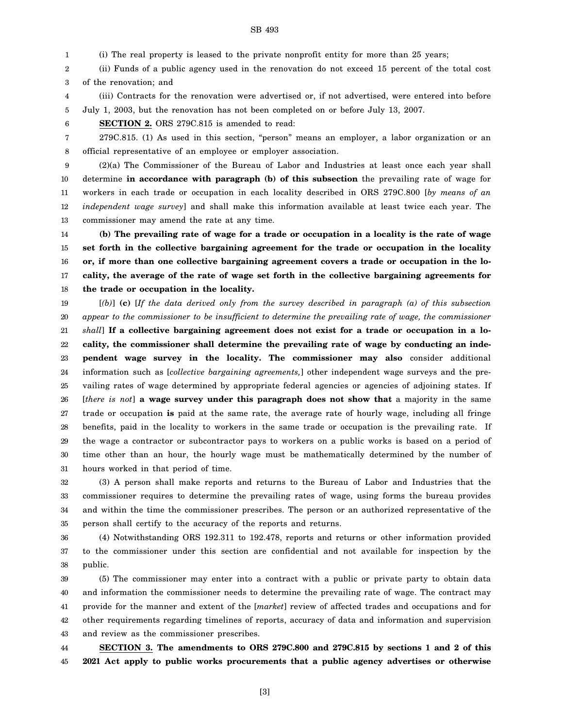(i) The real property is leased to the private nonprofit entity for more than 25 years;

(ii) Funds of a public agency used in the renovation do not exceed 15 percent of the total cost of the renovation; and

(iii) Contracts for the renovation were advertised or, if not advertised, were entered into before July 1, 2003, but the renovation has not been completed on or before July 13, 2007.

**SECTION 2.** ORS 279C.815 is amended to read:

279C.815. (1) As used in this section, "person" means an employer, a labor organization or an official representative of an employee or employer association.

(2)(a) The Commissioner of the Bureau of Labor and Industries at least once each year shall determine **in accordance with paragraph (b) of this subsection** the prevailing rate of wage for workers in each trade or occupation in each locality described in ORS 279C.800 [*by means of an independent wage survey*] and shall make this information available at least twice each year. The commissioner may amend the rate at any time.

**(b) The prevailing rate of wage for a trade or occupation in a locality is the rate of wage set forth in the collective bargaining agreement for the trade or occupation in the locality or, if more than one collective bargaining agreement covers a trade or occupation in the locality, the average of the rate of wage set forth in the collective bargaining agreements for the trade or occupation in the locality.**

[*(b)*] **(c)** [*If the data derived only from the survey described in paragraph (a) of this subsection appear to the commissioner to be insufficient to determine the prevailing rate of wage, the commissioner shall*] **If a collective bargaining agreement does not exist for a trade or occupation in a locality, the commissioner shall determine the prevailing rate of wage by conducting an independent wage survey in the locality. The commissioner may also** consider additional information such as [*collective bargaining agreements,*] other independent wage surveys and the prevailing rates of wage determined by appropriate federal agencies or agencies of adjoining states. If [*there is not*] **a wage survey under this paragraph does not show that** a majority in the same trade or occupation **is** paid at the same rate, the average rate of hourly wage, including all fringe benefits, paid in the locality to workers in the same trade or occupation is the prevailing rate. If the wage a contractor or subcontractor pays to workers on a public works is based on a period of time other than an hour, the hourly wage must be mathematically determined by the number of hours worked in that period of time.

(3) A person shall make reports and returns to the Bureau of Labor and Industries that the commissioner requires to determine the prevailing rates of wage, using forms the bureau provides and within the time the commissioner prescribes. The person or an authorized representative of the person shall certify to the accuracy of the reports and returns.

(4) Notwithstanding ORS 192.311 to 192.478, reports and returns or other information provided to the commissioner under this section are confidential and not available for inspection by the public.

(5) The commissioner may enter into a contract with a public or private party to obtain data and information the commissioner needs to determine the prevailing rate of wage. The contract may provide for the manner and extent of the [*market*] review of affected trades and occupations and for other requirements regarding timelines of reports, accuracy of data and information and supervision and review as the commissioner prescribes.

**SECTION 3. The amendments to ORS 279C.800 and 279C.815 by sections 1 and 2 of this 2021 Act apply to public works procurements that a public agency advertises or otherwise**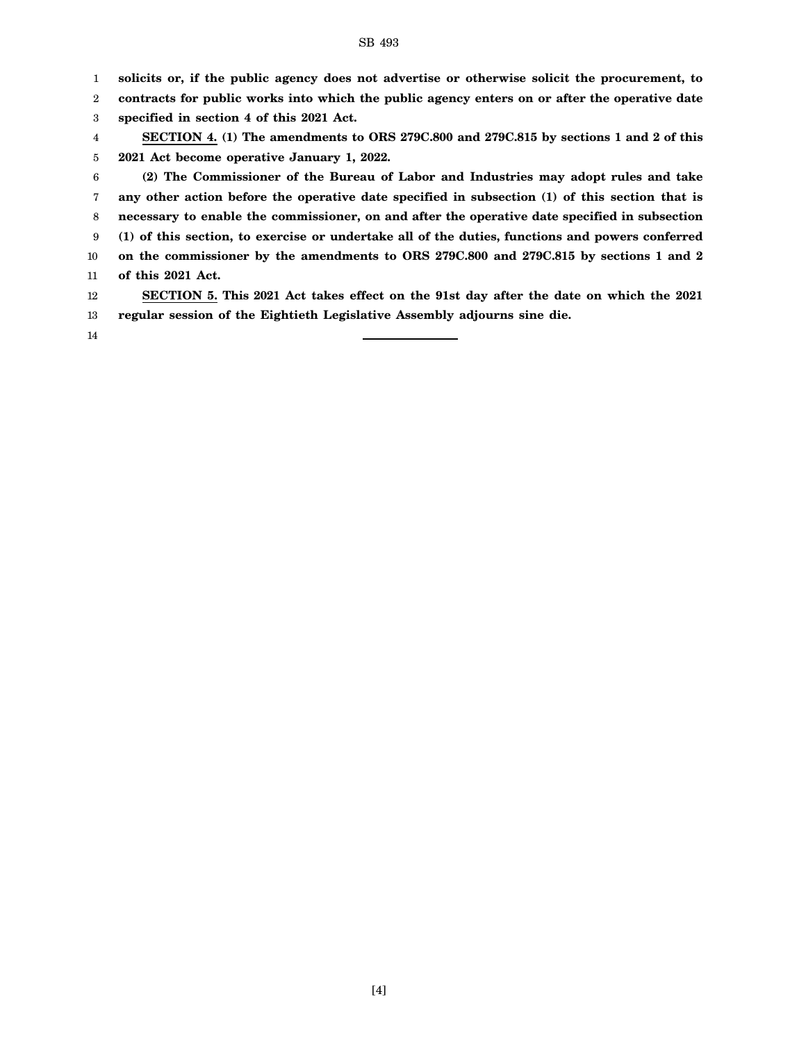**solicits or, if the public agency does not advertise or otherwise solicit the procurement, to contracts for public works into which the public agency enters on or after the operative date specified in section 4 of this 2021 Act.**

**SECTION 4. (1) The amendments to ORS 279C.800 and 279C.815 by sections 1 and 2 of this 2021 Act become operative January 1, 2022.**

**(2) The Commissioner of the Bureau of Labor and Industries may adopt rules and take any other action before the operative date specified in subsection (1) of this section that is necessary to enable the commissioner, on and after the operative date specified in subsection (1) of this section, to exercise or undertake all of the duties, functions and powers conferred on the commissioner by the amendments to ORS 279C.800 and 279C.815 by sections 1 and 2 of this 2021 Act.**

**SECTION 5. This 2021 Act takes effect on the 91st day after the date on which the 2021 regular session of the Eightieth Legislative Assembly adjourns sine die.**